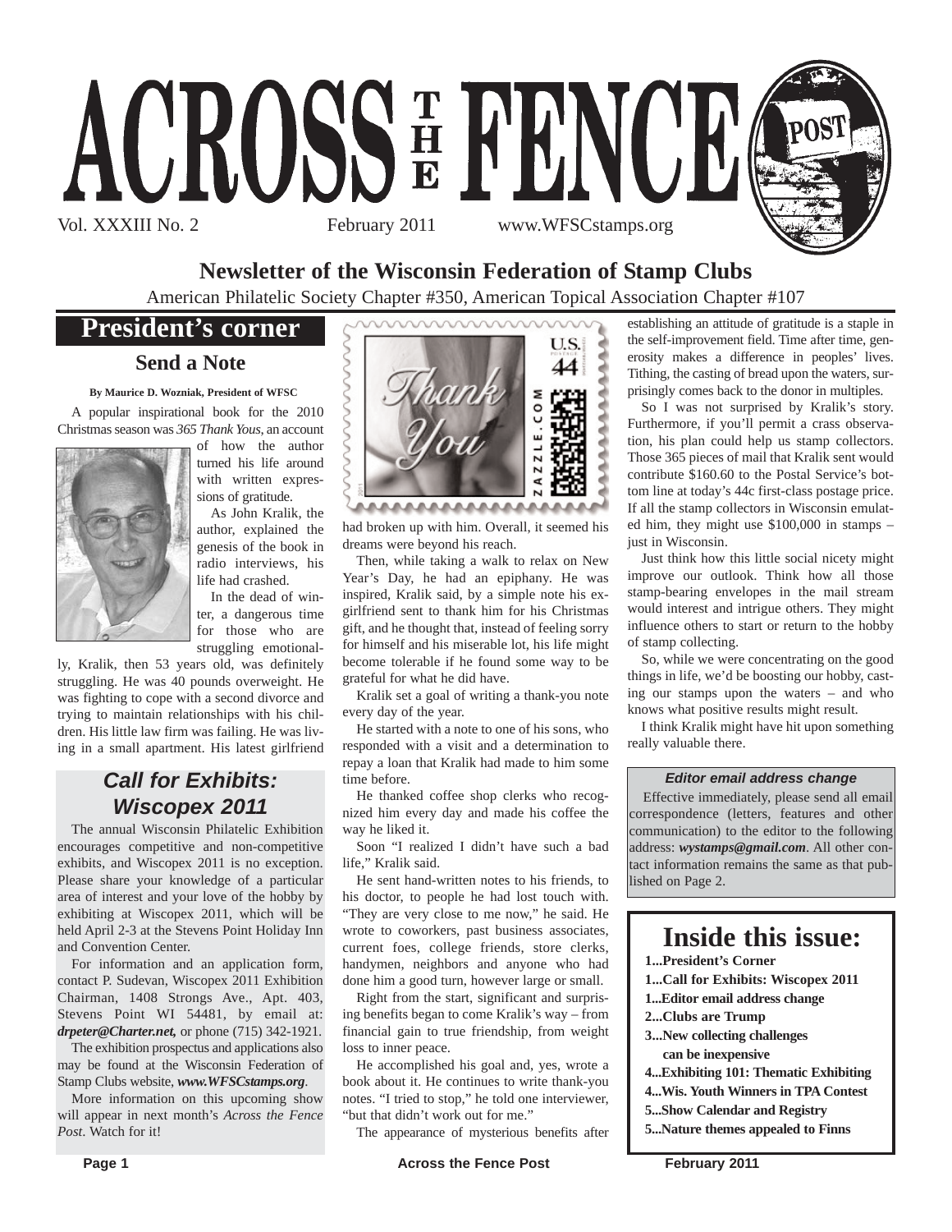# ACROSS THE FENCE POST

Vol. XXXIII No. 2 February 2011 www.WFSCstamps.org

## Newsletter of the Wisconsin Federation of Stamp Clubs

American Philatelic Society Chapter #350, American Topical Association Chapter #107

## President's corner

### Send a Note

**By Maurice D. Wozniak, President of WFSC**

A popular inspirational book for the 2010 Christmas season was *365 Thank Yous*, an account of how the author turned his life around with written expressions of gratitude.

As John Kralik, the author, explained the genesis of the book in radio interviews, his life had crashed.

In the dead of winter, a dangerous time for those who are struggling emotionally, Kralik, then 53 years old, was definitely struggling. He was 40 pounds overweight. He was fighting to cope with a second divorce and trying to maintain relationships with his children. His little law firm was failing. He was living in a small apartment. His latest girlfriend had broken up with him. Overall, it seemed his dreams were beyond his reach.

Then, while taking a walk to relax on New Year's Day, he had an epiphany. He was inspired, Kralik said, by a simple note his ex-girlfriend sent to thank him for his Christmas gift, and he thought that, instead of feeling sorry for himself and his miserable lot, his life might become tolerable if he found some way to be grateful for what he did have.

Kralik set a goal of writing a thank-you note every day of the year.

He started with a note to one of his sons, who responded with a visit and a determination to repay a loan that Kralik had made to him some time before.

He thanked coffee shop clerks who recognized him every day and made his coffee the way he liked it.

Soon "I realized I didn't have such a bad life," Kralik said.

He sent hand-written notes to his friends, to his doctor, to people he had lost touch with. "They are very close to me now," he said. He wrote to coworkers, past business associates, current foes, college friends, store clerks, handymen, neighbors and anyone who had done him a good turn, however large or small.

Right from the start, significant and surprising benefits began to come Kralik's way – from financial gain to true friendship, from weight loss to inner peace.

He accomplished his goal and, yes, wrote a book about it. He continues to write thank-you notes. "I tried to stop," he told one interviewer, "but that didn't work out for me."

The appearance of mysterious benefits after establishing an attitude of gratitude is a staple in the self-improvement field. Time after time, generosity makes a difference in peoples' lives. Tithing, the casting of bread upon the waters, surprisingly comes back to the donor in multiples.

So I was not surprised by Kralik's story. Furthermore, if you'll permit a crass observation, his plan could help us stamp collectors. Those 365 pieces of mail that Kralik sent would contribute $160.60 to the Postal Service's bottom line at today's 44c first-class postage price. If all the stamp collectors in Wisconsin emulated him, they might use $100,000 in stamps – just in Wisconsin.

Just think how this little social nicety might improve our outlook. Think how all those stamp-bearing envelopes in the mail stream would interest and intrigue others. They might influence others to start or return to the hobby of stamp collecting.

So, while we were concentrating on the good things in life, we'd be boosting our hobby, casting our stamps upon the waters – and who knows what positive results might result.

I think Kralik might have hit upon something really valuable there.

## *Call for Exhibits: Wiscopex 2011*

The annual Wisconsin Philatelic Exhibition encourages competitive and non-competitive exhibits, and Wiscopex 2011 is no exception. Please share your knowledge of a particular area of interest and your love of the hobby by exhibiting at Wiscopex 2011, which will be held April 2-3 at the Stevens Point Holiday Inn and Convention Center.

For information and an application form, contact P. Sudevan, Wiscopex 2011 Exhibition Chairman, 1408 Strongs Ave., Apt. 403, Stevens Point WI 54481, by email at: ***drpeter@Charter.net,*** or phone (715) 342-1921.

The exhibition prospectus and applications also may be found at the Wisconsin Federation of Stamp Clubs website, ***www.WFSCstamps.org***.

More information on this upcoming show will appear in next month's *Across the Fence Post*. Watch for it!

### *Editor email address change*

Effective immediately, please send all email correspondence (letters, features and other communication) to the editor to the following address: ***wystamps@gmail.com***. All other contact information remains the same as that published on Page 2.

## Inside this issue:

- **1...President's Corner**
- **1...Call for Exhibits: Wiscopex 2011**
- **1...Editor email address change**
- **2...Clubs are Trump**
- **3...New collecting challenges can be inexpensive**
- **4...Exhibiting 101: Thematic Exhibiting**
- **4...Wis. Youth Winners in TPA Contest**
- **5...Show Calendar and Registry**
- **5...Nature themes appealed to Finns**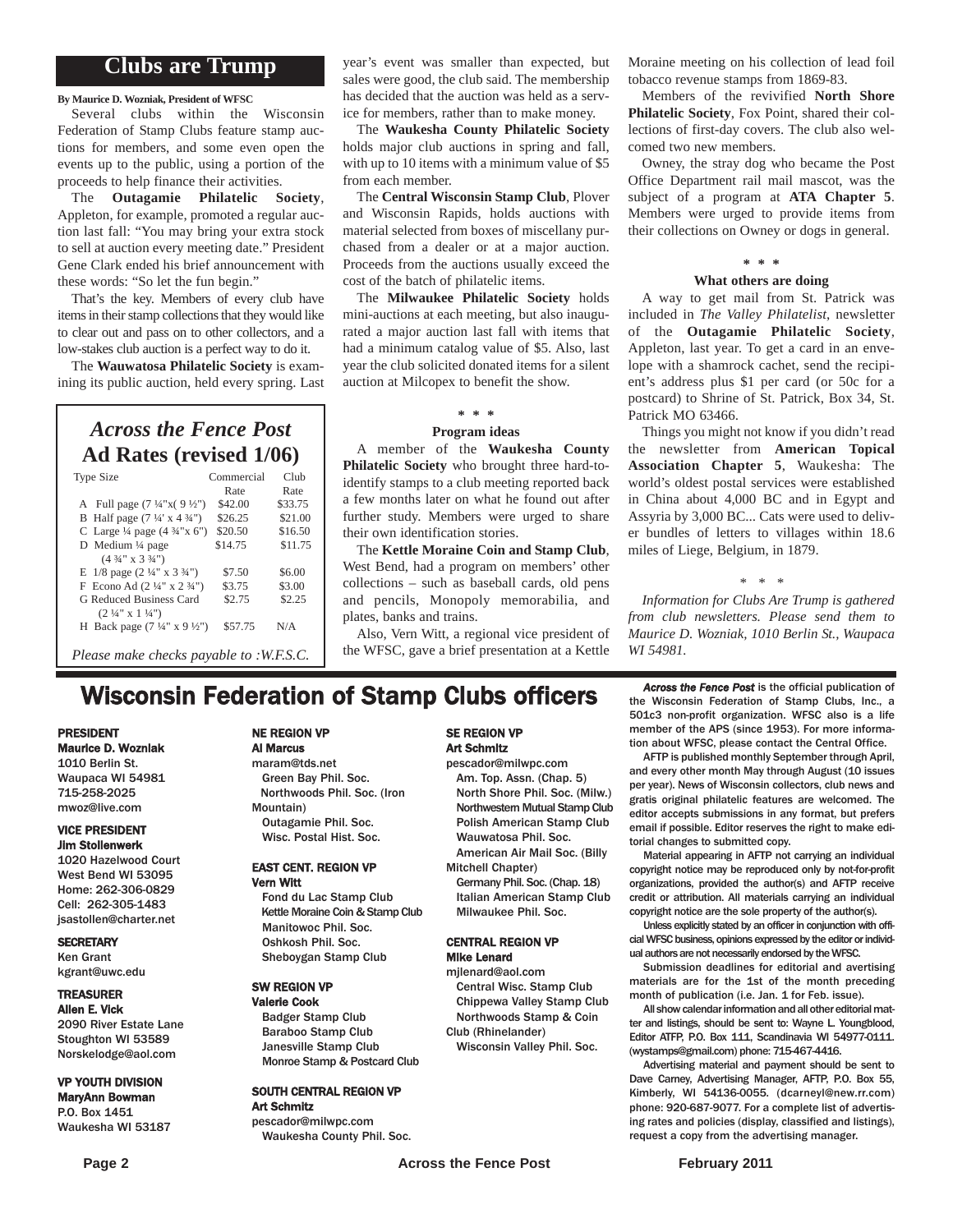# Clubs are Trump

**By Maurice D. Wozniak, President of WFSC**

Several clubs within the Wisconsin Federation of Stamp Clubs feature stamp auctions for members, and some even open the events up to the public, using a portion of the proceeds to help finance their activities.

The **Outagamie Philatelic Society**, Appleton, for example, promoted a regular auction last fall: "You may bring your extra stock to sell at auction every meeting date." President Gene Clark ended his brief announcement with these words: "So let the fun begin."

That's the key. Members of every club have items in their stamp collections that they would like to clear out and pass on to other collectors, and a low-stakes club auction is a perfect way to do it.

The **Wauwatosa Philatelic Society** is examining its public auction, held every spring. Last year's event was smaller than expected, but sales were good, the club said. The membership has decided that the auction was held as a service for members, rather than to make money.

The **Waukesha County Philatelic Society** holds major club auctions in spring and fall, with up to 10 items with a minimum value of $5 from each member.

The **Central Wisconsin Stamp Club**, Plover and Wisconsin Rapids, holds auctions with material selected from boxes of miscellany purchased from a dealer or at a major auction. Proceeds from the auctions usually exceed the cost of the batch of philatelic items.

The **Milwaukee Philatelic Society** holds mini-auctions at each meeting, but also inaugurated a major auction last fall with items that had a minimum catalog value of $5. Also, last year the club solicited donated items for a silent auction at Milcopex to benefit the show.

\* \* \*

**Program ideas**

A member of the **Waukesha County Philatelic Society** who brought three hard-to-identify stamps to a club meeting reported back a few months later on what he found out after further study. Members were urged to share their own identification stories.

The **Kettle Moraine Coin and Stamp Club**, West Bend, had a program on members' other collections – such as baseball cards, old pens and pencils, Monopoly memorabilia, and plates, banks and trains.

Also, Vern Witt, a regional vice president of the WFSC, gave a brief presentation at a Kettle Moraine meeting on his collection of lead foil tobacco revenue stamps from 1869-83.

Members of the revivified **North Shore Philatelic Society**, Fox Point, shared their collections of first-day covers. The club also welcomed two new members.

Owney, the stray dog who became the Post Office Department rail mail mascot, was the subject of a program at **ATA Chapter 5**. Members were urged to provide items from their collections on Owney or dogs in general.

\* \* \*

**What others are doing**

A way to get mail from St. Patrick was included in *The Valley Philatelist*, newsletter of the **Outagamie Philatelic Society**, Appleton, last year. To get a card in an envelope with a shamrock cachet, send the recipient's address plus $1 per card (or 50c for a postcard) to Shrine of St. Patrick, Box 34, St. Patrick MO 63466.

Things you might not know if you didn't read the newsletter from **American Topical Association Chapter 5**, Waukesha: The world's oldest postal services were established in China about 4,000 BC and in Egypt and Assyria by 3,000 BC... Cats were used to deliver bundles of letters to villages within 18.6 miles of Liege, Belgium, in 1879.

\* \* \*

*Information for Clubs Are Trump is gathered from club newsletters. Please send them to Maurice D. Wozniak, 1010 Berlin St., Waupaca WI 54981.*

## *Across the Fence Post* Ad Rates (revised 1/06)

| Type Size | Commercial Rate | Club Rate |
|---|---|---|
| A Full page (7 ¼"x( 9 ½") | $42.00 | $33.75 |
| B Half page (7 ¼' x 4 ¾") | $26.25 | $21.00 |
| C Large ¼ page (4 ¾"x 6") | $20.50 | $16.50 |
| D Medium ¼ page (4 ¾" x 3 ¾") | $14.75 | $11.75 |
| E 1/8 page (2 ¼" x 3 ¾") | $7.50 | $6.00 |
| F Econo Ad (2 ¼" x 2 ¾") | $3.75 | $3.00 |
| G Reduced Business Card (2 ¼" x 1 ¼") | $2.75 | $2.25 |
| H Back page (7 ¼" x 9 ½") | $57.75 | N/A |

*Please make checks payable to :W.F.S.C.*

## Wisconsin Federation of Stamp Clubs officers

**PRESIDENT**
**Maurice D. Wozniak**
1010 Berlin St.
Waupaca WI 54981
715-258-2025
mwoz@live.com

**VICE PRESIDENT**
**Jim Stollenwerk**
1020 Hazelwood Court
West Bend WI 53095
Home: 262-306-0829
Cell: 262-305-1483
jsastollen@charter.net

**SECRETARY**
Ken Grant
kgrant@uwc.edu

**TREASURER**
**Allen E. Vick**
2090 River Estate Lane
Stoughton WI 53589
Norskelodge@aol.com

**VP YOUTH DIVISION**
**MaryAnn Bowman**
P.O. Box 1451
Waukesha WI 53187

**NE REGION VP**
**Al Marcus**
maram@tds.net
Green Bay Phil. Soc.
Northwoods Phil. Soc. (Iron Mountain)
Outagamie Phil. Soc.
Wisc. Postal Hist. Soc.

**EAST CENT. REGION VP**
**Vern Witt**
Fond du Lac Stamp Club
Kettle Moraine Coin & Stamp Club
Manitowoc Phil. Soc.
Oshkosh Phil. Soc.
Sheboygan Stamp Club

**SW REGION VP**
**Valerie Cook**
Badger Stamp Club
Baraboo Stamp Club
Janesville Stamp Club
Monroe Stamp & Postcard Club

**SOUTH CENTRAL REGION VP**
**Art Schmitz**
pescador@milwpc.com
Waukesha County Phil. Soc.

**SE REGION VP**
**Art Schmitz**
pescador@milwpc.com
Am. Top. Assn. (Chap. 5)
North Shore Phil. Soc. (Milw.)
Northwestern Mutual Stamp Club
Polish American Stamp Club
Wauwatosa Phil. Soc.
American Air Mail Soc. (Billy Mitchell Chapter)
Germany Phil. Soc. (Chap. 18)
Italian American Stamp Club
Milwaukee Phil. Soc.

**CENTRAL REGION VP**
**Mike Lenard**
mjlenard@aol.com
Central Wisc. Stamp Club
Chippewa Valley Stamp Club
Northwoods Stamp & Coin Club (Rhinelander)
Wisconsin Valley Phil. Soc.

***Across the Fence Post*** is the official publication of the Wisconsin Federation of Stamp Clubs, Inc., a 501c3 non-profit organization. WFSC also is a life member of the APS (since 1953). For more information about WFSC, please contact the Central Office.

AFTP is published monthly September through April, and every other month May through August (10 issues per year). News of Wisconsin collectors, club news and gratis original philatelic features are welcomed. The editor accepts submissions in any format, but prefers email if possible. Editor reserves the right to make editorial changes to submitted copy.

Material appearing in AFTP not carrying an individual copyright notice may be reproduced only by not-for-profit organizations, provided the author(s) and AFTP receive credit or attribution. All materials carrying an individual copyright notice are the sole property of the author(s).

Unless explicitly stated by an officer in conjunction with official WFSC business, opinions expressed by the editor or individual authors are not necessarily endorsed by the WFSC.

Submission deadlines for editorial and avertising materials are for the 1st of the month preceding month of publication (i.e. Jan. 1 for Feb. issue).

All show calendar information and all other editorial matter and listings, should be sent to: Wayne L. Youngblood, Editor ATFP, P.O. Box 111, Scandinavia WI 54977-0111. (wystamps@gmail.com) phone: 715-467-4416.

Advertising material and payment should be sent to Dave Carney, Advertising Manager, AFTP, P.O. Box 55, Kimberly, WI 54136-0055. (dcarneyl@new.rr.com) phone: 920-687-9077. For a complete list of advertising rates and policies (display, classified and listings), request a copy from the advertising manager.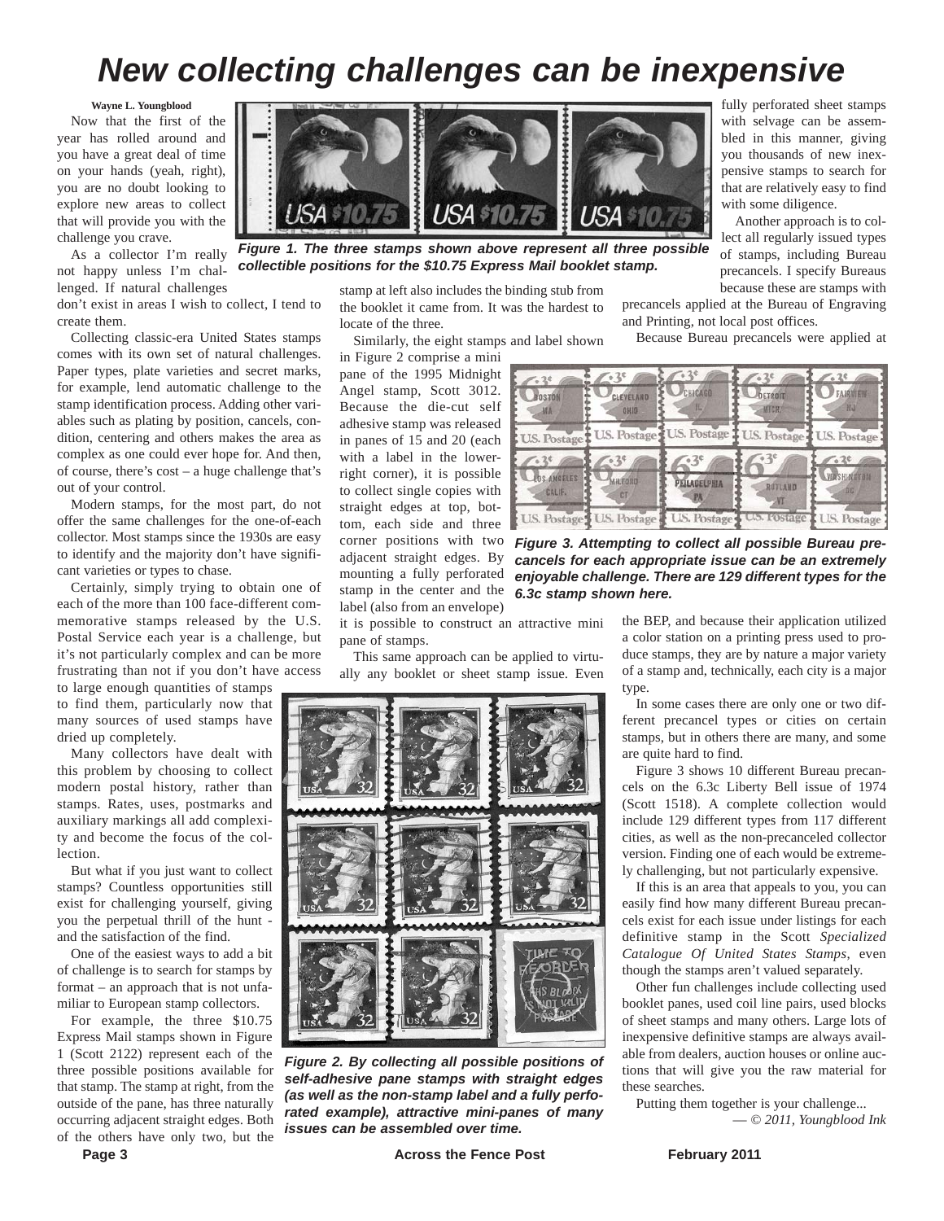# New collecting challenges can be inexpensive

**Wayne L. Youngblood**

Now that the first of the year has rolled around and you have a great deal of time on your hands (yeah, right), you are no doubt looking to explore new areas to collect that will provide you with the challenge you crave.

As a collector I'm really not happy unless I'm challenged. If natural challenges don't exist in areas I wish to collect, I tend to create them.

Collecting classic-era United States stamps comes with its own set of natural challenges. Paper types, plate varieties and secret marks, for example, lend automatic challenge to the stamp identification process. Adding other variables such as plating by position, cancels, condition, centering and others makes the area as complex as one could ever hope for. And then, of course, there's cost – a huge challenge that's out of your control.

Modern stamps, for the most part, do not offer the same challenges for the one-of-each collector. Most stamps since the 1930s are easy to identify and the majority don't have significant varieties or types to chase.

Certainly, simply trying to obtain one of each of the more than 100 face-different commemorative stamps released by the U.S. Postal Service each year is a challenge, but it's not particularly complex and can be more frustrating than not if you don't have access to large enough quantities of stamps to find them, particularly now that many sources of used stamps have dried up completely.

Many collectors have dealt with this problem by choosing to collect modern postal history, rather than stamps. Rates, uses, postmarks and auxiliary markings all add complexity and become the focus of the collection.

But what if you just want to collect stamps? Countless opportunities still exist for challenging yourself, giving you the perpetual thrill of the hunt - and the satisfaction of the find.

One of the easiest ways to add a bit of challenge is to search for stamps by format – an approach that is not unfamiliar to European stamp collectors.

For example, the three $10.75 Express Mail stamps shown in Figure 1 (Scott 2122) represent each of the three possible positions available for that stamp. The stamp at right, from the outside of the pane, has three naturally occurring adjacent straight edges. Both of the others have only two, but the stamp at left also includes the binding stub from the booklet it came from. It was the hardest to locate of the three.

*Figure 1. The three stamps shown above represent all three possible collectible positions for the $10.75 Express Mail booklet stamp.*

Similarly, the eight stamps and label shown in Figure 2 comprise a mini pane of the 1995 Midnight Angel stamp, Scott 3012. Because the die-cut self adhesive stamp was released in panes of 15 and 20 (each with a label in the lower-right corner), it is possible to collect single copies with straight edges at top, bottom, each side and three corner positions with two adjacent straight edges. By mounting a fully perforated stamp in the center and the label (also from an envelope) it is possible to construct an attractive mini pane of stamps.

This same approach can be applied to virtually any booklet or sheet stamp issue. Even fully perforated sheet stamps with selvage can be assembled in this manner, giving you thousands of new inexpensive stamps to search for that are relatively easy to find with some diligence.

*Figure 2. By collecting all possible positions of self-adhesive pane stamps with straight edges (as well as the non-stamp label and a fully perforated example), attractive mini-panes of many issues can be assembled over time.*

Another approach is to collect all regularly issued types of stamps, including Bureau precancels. I specify Bureaus because these are stamps with precancels applied at the Bureau of Engraving and Printing, not local post offices.

Because Bureau precancels were applied at the BEP, and because their application utilized a color station on a printing press used to produce stamps, they are by nature a major variety of a stamp and, technically, each city is a major type.

*Figure 3. Attempting to collect all possible Bureau precancels for each appropriate issue can be an extremely enjoyable challenge. There are 129 different types for the 6.3c stamp shown here.*

In some cases there are only one or two different precancel types or cities on certain stamps, but in others there are many, and some are quite hard to find.

Figure 3 shows 10 different Bureau precancels on the 6.3c Liberty Bell issue of 1974 (Scott 1518). A complete collection would include 129 different types from 117 different cities, as well as the non-precanceled collector version. Finding one of each would be extremely challenging, but not particularly expensive.

If this is an area that appeals to you, you can easily find how many different Bureau precancels exist for each issue under listings for each definitive stamp in the Scott *Specialized Catalogue Of United States Stamps*, even though the stamps aren't valued separately.

Other fun challenges include collecting used booklet panes, used coil line pairs, used blocks of sheet stamps and many others. Large lots of inexpensive definitive stamps are always available from dealers, auction houses or online auctions that will give you the raw material for these searches.

Putting them together is your challenge...

*— © 2011, Youngblood Ink*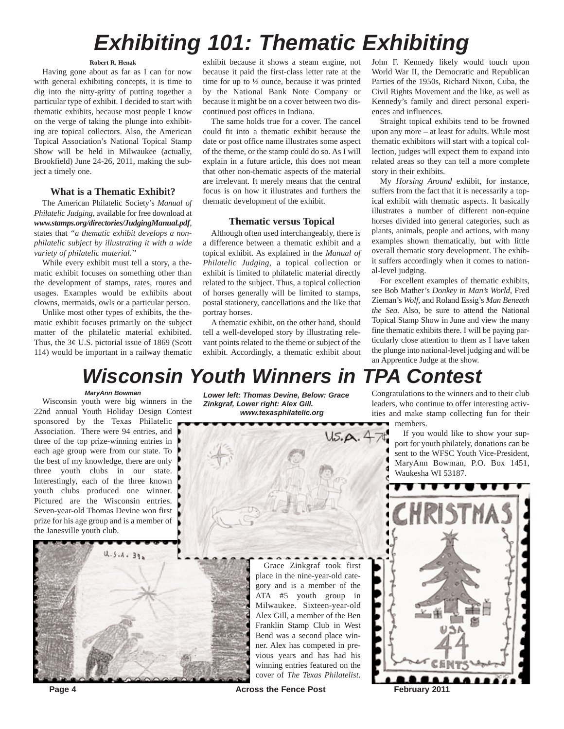# Exhibiting 101: Thematic Exhibiting

**Robert R. Henak**

Having gone about as far as I can for now with general exhibiting concepts, it is time to dig into the nitty-gritty of putting together a particular type of exhibit. I decided to start with thematic exhibits, because most people I know on the verge of taking the plunge into exhibiting are topical collectors. Also, the American Topical Association's National Topical Stamp Show will be held in Milwaukee (actually, Brookfield) June 24-26, 2011, making the subject a timely one.

### What is a Thematic Exhibit?

The American Philatelic Society's *Manual of Philatelic Judging*, available for free download at ***www.stamps.org/directories/JudgingManual.pdf***, states that *"a thematic exhibit develops a non-philatelic subject by illustrating it with a wide variety of philatelic material."*

While every exhibit must tell a story, a thematic exhibit focuses on something other than the development of stamps, rates, routes and usages. Examples would be exhibits about clowns, mermaids, owls or a particular person.

Unlike most other types of exhibits, the thematic exhibit focuses primarily on the subject matter of the philatelic material exhibited. Thus, the 3¢ U.S. pictorial issue of 1869 (Scott 114) would be important in a railway thematic exhibit because it shows a steam engine, not because it paid the first-class letter rate at the time for up to ½ ounce, because it was printed by the National Bank Note Company or because it might be on a cover between two discontinued post offices in Indiana.

The same holds true for a cover. The cancel could fit into a thematic exhibit because the date or post office name illustrates some aspect of the theme, or the stamp could do so. As I will explain in a future article, this does not mean that other non-thematic aspects of the material are irrelevant. It merely means that the central focus is on how it illustrates and furthers the thematic development of the exhibit.

### Thematic versus Topical

Although often used interchangeably, there is a difference between a thematic exhibit and a topical exhibit. As explained in the *Manual of Philatelic Judging*, a topical collection or exhibit is limited to philatelic material directly related to the subject. Thus, a topical collection of horses generally will be limited to stamps, postal stationery, cancellations and the like that portray horses.

A thematic exhibit, on the other hand, should tell a well-developed story by illustrating relevant points related to the theme or subject of the exhibit. Accordingly, a thematic exhibit about John F. Kennedy likely would touch upon World War II, the Democratic and Republican Parties of the 1950s, Richard Nixon, Cuba, the Civil Rights Movement and the like, as well as Kennedy's family and direct personal experiences and influences.

Straight topical exhibits tend to be frowned upon any more – at least for adults. While most thematic exhibitors will start with a topical collection, judges will expect them to expand into related areas so they can tell a more complete story in their exhibits.

My *Horsing Around* exhibit, for instance, suffers from the fact that it is necessarily a topical exhibit with thematic aspects. It basically illustrates a number of different non-equine horses divided into general categories, such as plants, animals, people and actions, with many examples shown thematically, but with little overall thematic story development. The exhibit suffers accordingly when it comes to national-level judging.

For excellent examples of thematic exhibits, see Bob Mather's *Donkey in Man's World*, Fred Zieman's *Wolf*, and Roland Essig's *Man Beneath the Sea*. Also, be sure to attend the National Topical Stamp Show in June and view the many fine thematic exhibits there. I will be paying particularly close attention to them as I have taken the plunge into national-level judging and will be an Apprentice Judge at the show.

# Wisconsin Youth Winners in TPA Contest

***MaryAnn Bowman***

Wisconsin youth were big winners in the 22nd annual Youth Holiday Design Contest sponsored by the Texas Philatelic Association. There were 94 entries, and three of the top prize-winning entries in each age group were from our state. To the best of my knowledge, there are only three youth clubs in our state. Interestingly, each of the three known youth clubs produced one winner. Pictured are the Wisconsin entries. Seven-year-old Thomas Devine won first prize for his age group and is a member of the Janesville youth club.

***Lower left: Thomas Devine, Below: Grace Zinkgraf, Lower right: Alex Gill.***
***www.texasphilatelic.org***

Grace Zinkgraf took first place in the nine-year-old category and is a member of the ATA #5 youth group in Milwaukee. Sixteen-year-old Alex Gill, a member of the Ben Franklin Stamp Club in West Bend was a second place winner. Alex has competed in previous years and has had his winning entries featured on the cover of *The Texas Philatelist*.

Congratulations to the winners and to their club leaders, who continue to offer interesting activities and make stamp collecting fun for their members.

If you would like to show your support for youth philately, donations can be sent to the WFSC Youth Vice-President, MaryAnn Bowman, P.O. Box 1451, Waukesha WI 53187.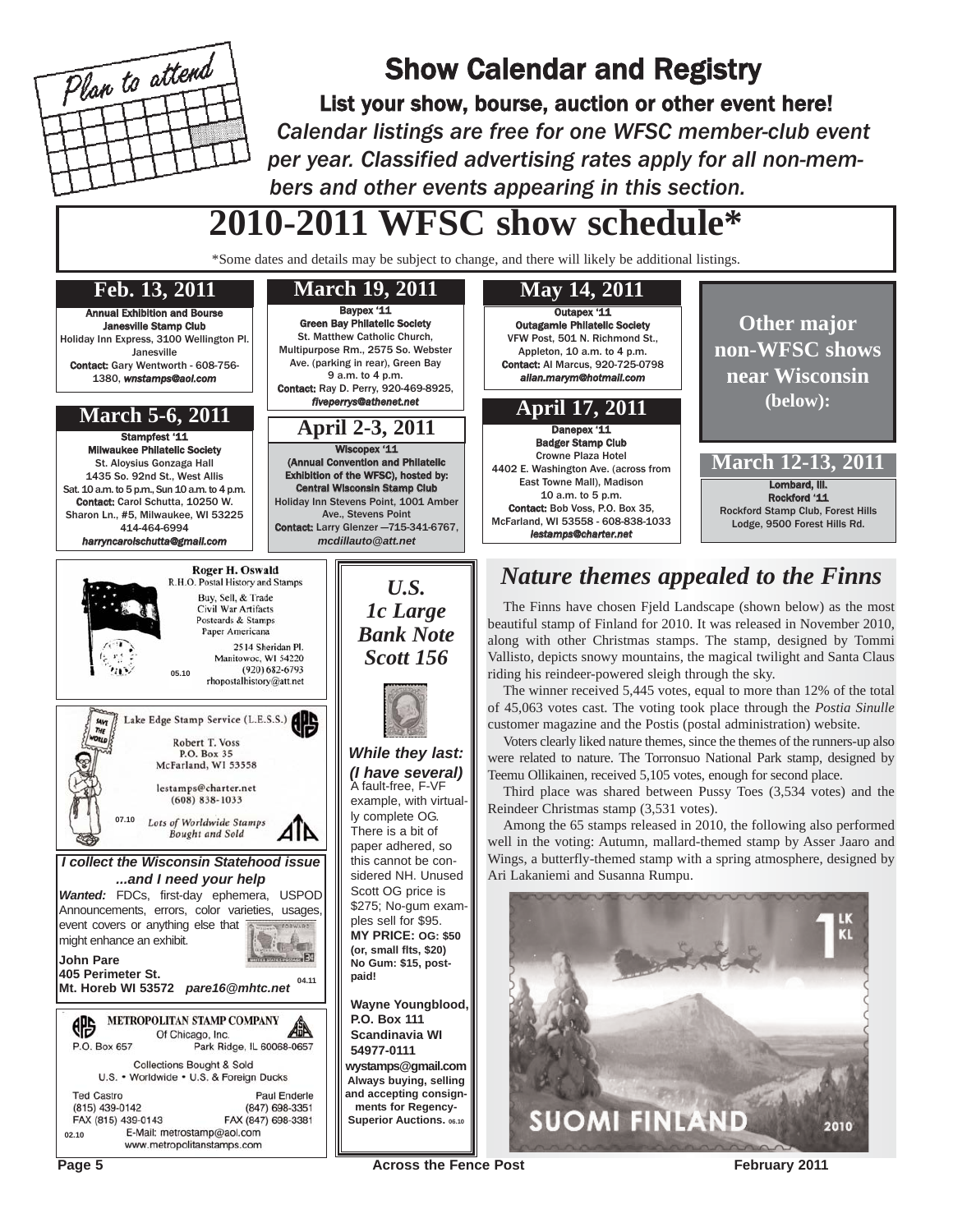Plan to attend

# Show Calendar and Registry

**List your show, bourse, auction or other event here!**

*Calendar listings are free for one WFSC member-club event per year. Classified advertising rates apply for all non-members and other events appearing in this section.*

# 2010-2011 WFSC show schedule*

*Some dates and details may be subject to change, and there will likely be additional listings.

## Feb. 13, 2011

**Annual Exhibition and Bourse**
**Janesville Stamp Club**
Holiday Inn Express, 3100 Wellington Pl. Janesville
**Contact:** Gary Wentworth - 608-756-1380, *wnstamps@aol.com*

## March 5-6, 2011

**Stampfest '11**
**Milwaukee Philatelic Society**
St. Aloysius Gonzaga Hall
1435 So. 92nd St., West Allis
Sat. 10 a.m. to 5 p.m., Sun 10 a.m. to 4 p.m.
**Contact:** Carol Schutta, 10250 W. Sharon Ln., #5, Milwaukee, WI 53225
414-464-6994
*harryncarolschutta@gmail.com*

## March 19, 2011

**Baypex '11**
**Green Bay Philatelic Society**
St. Matthew Catholic Church, Multipurpose Rm., 2575 So. Webster Ave. (parking in rear), Green Bay
9 a.m. to 4 p.m.
**Contact:** Ray D. Perry, 920-469-8925, *fiveperrys@athenet.net*

## April 2-3, 2011

**Wiscopex '11**
**(Annual Convention and Philatelic Exhibition of the WFSC), hosted by: Central Wisconsin Stamp Club**
Holiday Inn Stevens Point, 1001 Amber Ave., Stevens Point
**Contact:** Larry Glenzer —715-341-6767, *mcdillauto@att.net*

## May 14, 2011

**Outapex '11**
**Outagamie Philatelic Society**
VFW Post, 501 N. Richmond St., Appleton, 10 a.m. to 4 p.m.
**Contact:** Al Marcus, 920-725-0798
*allan.marym@hotmail.com*

## April 17, 2011

**Danepex '11**
**Badger Stamp Club**
Crowne Plaza Hotel
4402 E. Washington Ave. (across from East Towne Mall), Madison
10 a.m. to 5 p.m.
**Contact:** Bob Voss, P.O. Box 35, McFarland, WI 53558 - 608-838-1033
*lestamps@charter.net*

**Other major non-WFSC shows near Wisconsin (below):**

## March 12-13, 2011

**Lombard, Ill.**
**Rockford '11**
Rockford Stamp Club, Forest Hills Lodge, 9500 Forest Hills Rd.

---

**Roger H. Oswald**
R.H.O. Postal History and Stamps
Buy, Sell, & Trade
Civil War Artifacts
Postcards & Stamps
Paper Americana
2514 Sheridan Pl.
Manitowoc, WI 54220
(920) 682-6793
rhopostalhistory@att.net
05.10

---

Lake Edge Stamp Service (L.E.S.S.)
Robert T. Voss
P.O. Box 35
McFarland, WI 53558
lestamps@charter.net
(608) 838-1033
*Lots of Worldwide Stamps Bought and Sold*
07.10

---

***I collect the Wisconsin Statehood issue ...and I need your help***
***Wanted:*** FDCs, first-day ephemera, USPOD Announcements, errors, color varieties, usages, event covers or anything else that might enhance an exhibit.
**John Pare**
**405 Perimeter St.**
**Mt. Horeb WI 53572** ***pare16@mhtc.net***
04.11

---

**METROPOLITAN STAMP COMPANY**
Of Chicago, Inc.
P.O. Box 657 Park Ridge, IL 60068-0657
Collections Bought & Sold
U.S. • Worldwide • U.S. & Foreign Ducks
Ted Castro (815) 439-0142 FAX (815) 439-0143
Paul Enderle (847) 698-3351 FAX (847) 698-3381
E-Mail: metrostamp@aol.com
www.metropolitanstamps.com
02.10

---

***U.S. 1c Large Bank Note Scott 156***

***While they last: (I have several)***
A fault-free, F-VF example, with virtually complete OG. There is a bit of paper adhered, so this cannot be considered NH. Unused Scott OG price is $275; No-gum examples sell for $95.
**MY PRICE: OG: $50 (or, small flts, $20) No Gum: $15, postpaid!**

**Wayne Youngblood, P.O. Box 111 Scandinavia WI 54977-0111**
**wystamps@gmail.com**
**Always buying, selling and accepting consignments for Regency-Superior Auctions.** 06.10

---

# *Nature themes appealed to the Finns*

The Finns have chosen Fjeld Landscape (shown below) as the most beautiful stamp of Finland for 2010. It was released in November 2010, along with other Christmas stamps. The stamp, designed by Tommi Vallisto, depicts snowy mountains, the magical twilight and Santa Claus riding his reindeer-powered sleigh through the sky.

The winner received 5,445 votes, equal to more than 12% of the total of 45,063 votes cast. The voting took place through the *Postia Sinulle* customer magazine and the Postis (postal administration) website.

Voters clearly liked nature themes, since the themes of the runners-up also were related to nature. The Torronsuo National Park stamp, designed by Teemu Ollikainen, received 5,105 votes, enough for second place.

Third place was shared between Pussy Toes (3,534 votes) and the Reindeer Christmas stamp (3,531 votes).

Among the 65 stamps released in 2010, the following also performed well in the voting: Autumn, mallard-themed stamp by Asser Jaaro and Wings, a butterfly-themed stamp with a spring atmosphere, designed by Ari Lakaniemi and Susanna Rumpu.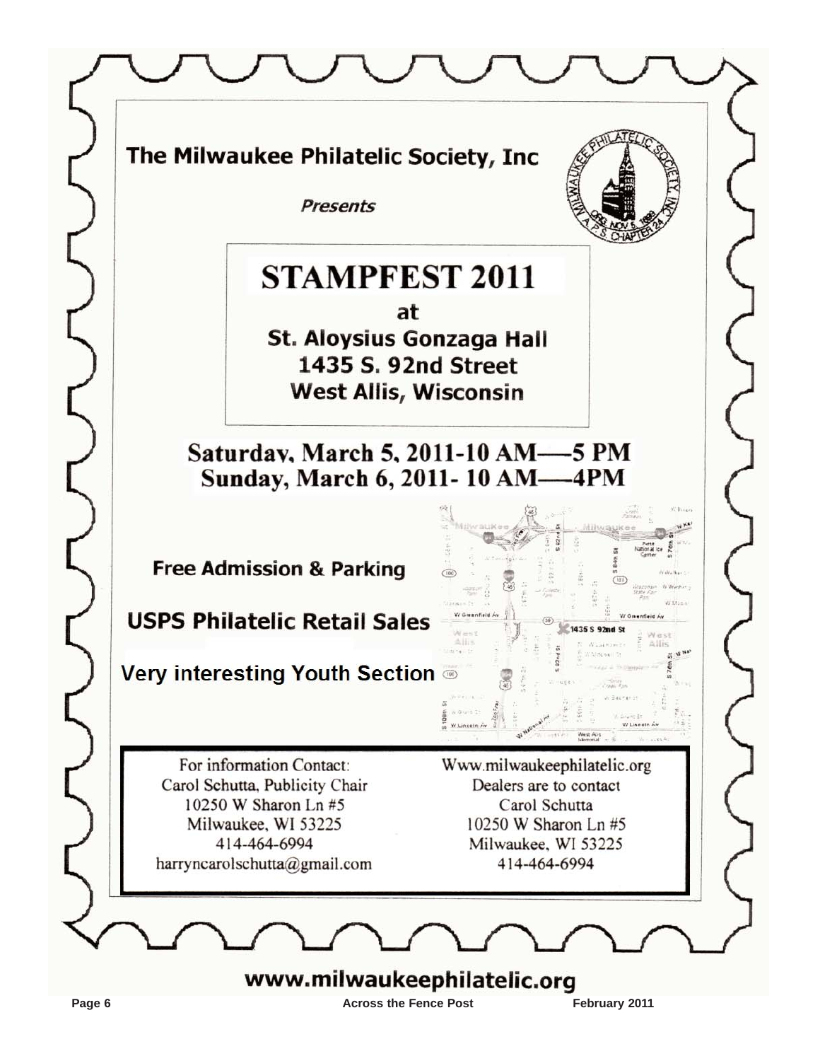# The Milwaukee Philatelic Society, Inc

*Presents*

# STAMPFEST 2011

at

**St. Aloysius Gonzaga Hall**
**1435 S. 92nd Street**
**West Allis, Wisconsin**

## Saturdav, March 5, 2011-10 AM—5 PM
## Sunday, March 6, 2011- 10 AM—4PM

**Free Admission & Parking**

**USPS Philatelic Retail Sales**

**Very interesting Youth Section**

For information Contact:
Carol Schutta, Publicity Chair
10250 W Sharon Ln #5
Milwaukee, WI 53225
414-464-6994
harryncarolschutta@gmail.com

Www.milwaukeephilatelic.org
Dealers are to contact
Carol Schutta
10250 W Sharon Ln #5
Milwaukee, WI 53225
414-464-6994

**www.milwaukeephilatelic.org**